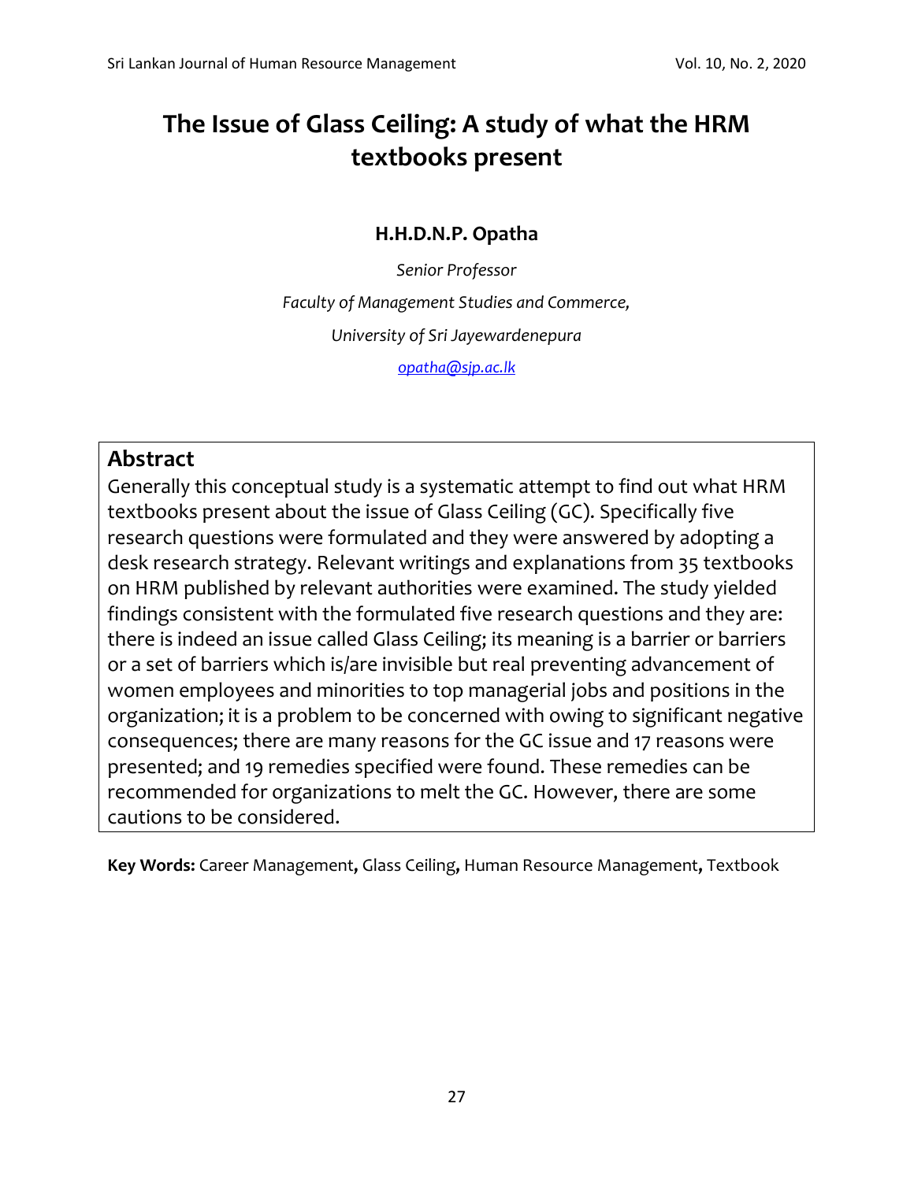# The Issue of Glass Ceiling: A study of what the HRM textbooks present

**H.H.D.N.P. Opatha**

*Senior Professor*

*Faculty of Management Studies and Commerce,*

*University of Sri Jayewardenepura*

*opatha@sjp.ac.lk*

## Abstract

Generally this conceptual study is a systematic attempt to find out what HRM textbooks present about the issue of Glass Ceiling (GC). Specifically five research questions were formulated and they were answered by adopting a desk research strategy. Relevant writings and explanations from 35 textbooks on HRM published by relevant authorities were examined. The study yielded findings consistent with the formulated five research questions and they are: there is indeed an issue called Glass Ceiling; its meaning is a barrier or barriers or a set of barriers which is/are invisible but real preventing advancement of women employees and minorities to top managerial jobs and positions in the organization; it is a problem to be concerned with owing to significant negative consequences; there are many reasons for the GC issue and 17 reasons were presented; and 19 remedies specified were found. These remedies can be recommended for organizations to melt the GC. However, there are some cautions to be considered.

**Key Words:** Career Management**,** Glass Ceiling**,** Human Resource Management**,** Textbook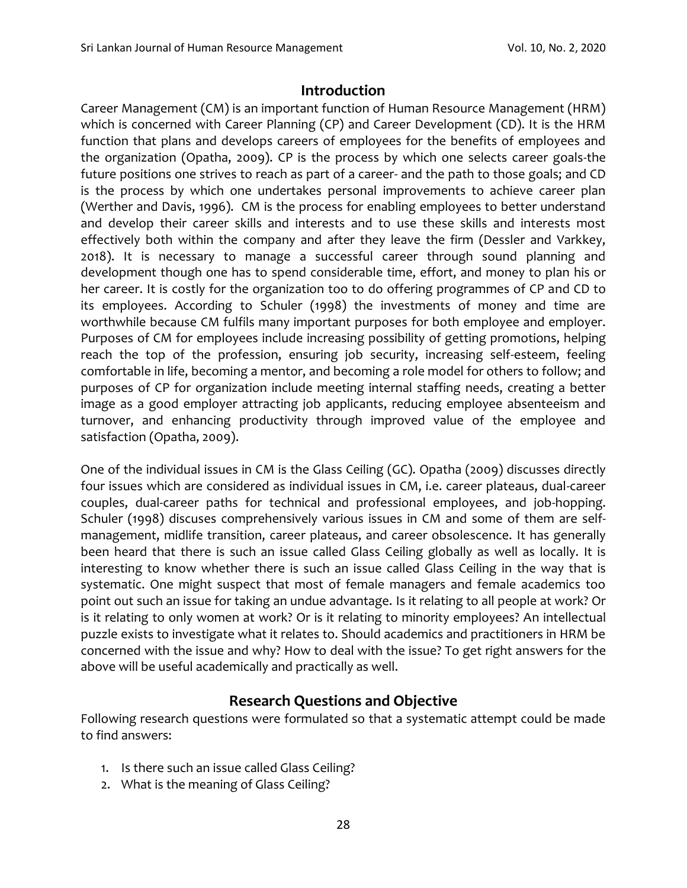## Introduction

Career Management (CM) is an important function of Human Resource Management (HRM) which is concerned with Career Planning (CP) and Career Development (CD). It is the HRM function that plans and develops careers of employees for the benefits of employees and the organization (Opatha, 2009). CP is the process by which one selects career goals-the future positions one strives to reach as part of a career- and the path to those goals; and CD is the process by which one undertakes personal improvements to achieve career plan (Werther and Davis, 1996). CM is the process for enabling employees to better understand and develop their career skills and interests and to use these skills and interests most effectively both within the company and after they leave the firm (Dessler and Varkkey, 2018). It is necessary to manage a successful career through sound planning and development though one has to spend considerable time, effort, and money to plan his or her career. It is costly for the organization too to do offering programmes of CP and CD to its employees. According to Schuler (1998) the investments of money and time are worthwhile because CM fulfils many important purposes for both employee and employer. Purposes of CM for employees include increasing possibility of getting promotions, helping reach the top of the profession, ensuring job security, increasing self-esteem, feeling comfortable in life, becoming a mentor, and becoming a role model for others to follow; and purposes of CP for organization include meeting internal staffing needs, creating a better image as a good employer attracting job applicants, reducing employee absenteeism and turnover, and enhancing productivity through improved value of the employee and satisfaction (Opatha, 2009).

One of the individual issues in CM is the Glass Ceiling (GC). Opatha (2009) discusses directly four issues which are considered as individual issues in CM, i.e. career plateaus, dual-career couples, dual-career paths for technical and professional employees, and job-hopping. Schuler (1998) discuses comprehensively various issues in CM and some of them are self-management, midlife transition, career plateaus, and career obsolescence. It has generally been heard that there is such an issue called Glass Ceiling globally as well as locally. It is interesting to know whether there is such an issue called Glass Ceiling in the way that is systematic. One might suspect that most of female managers and female academics too point out such an issue for taking an undue advantage. Is it relating to all people at work? Or is it relating to only women at work? Or is it relating to minority employees? An intellectual puzzle exists to investigate what it relates to. Should academics and practitioners in HRM be concerned with the issue and why? How to deal with the issue? To get right answers for the above will be useful academically and practically as well.

## Research Questions and Objective

Following research questions were formulated so that a systematic attempt could be made to find answers:

1. Is there such an issue called Glass Ceiling?
2. What is the meaning of Glass Ceiling?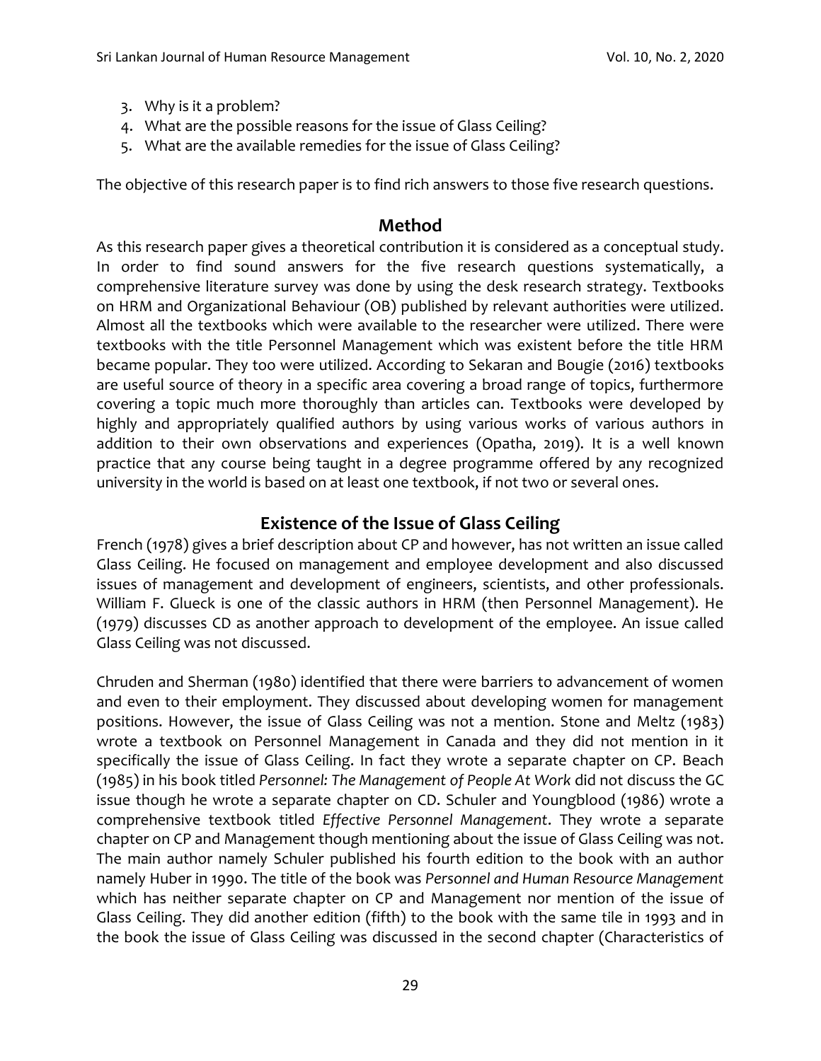3. Why is it a problem?
4. What are the possible reasons for the issue of Glass Ceiling?
5. What are the available remedies for the issue of Glass Ceiling?

The objective of this research paper is to find rich answers to those five research questions.

## Method

As this research paper gives a theoretical contribution it is considered as a conceptual study. In order to find sound answers for the five research questions systematically, a comprehensive literature survey was done by using the desk research strategy. Textbooks on HRM and Organizational Behaviour (OB) published by relevant authorities were utilized. Almost all the textbooks which were available to the researcher were utilized. There were textbooks with the title Personnel Management which was existent before the title HRM became popular. They too were utilized. According to Sekaran and Bougie (2016) textbooks are useful source of theory in a specific area covering a broad range of topics, furthermore covering a topic much more thoroughly than articles can. Textbooks were developed by highly and appropriately qualified authors by using various works of various authors in addition to their own observations and experiences (Opatha, 2019). It is a well known practice that any course being taught in a degree programme offered by any recognized university in the world is based on at least one textbook, if not two or several ones.

## Existence of the Issue of Glass Ceiling

French (1978) gives a brief description about CP and however, has not written an issue called Glass Ceiling. He focused on management and employee development and also discussed issues of management and development of engineers, scientists, and other professionals. William F. Glueck is one of the classic authors in HRM (then Personnel Management). He (1979) discusses CD as another approach to development of the employee. An issue called Glass Ceiling was not discussed.

Chruden and Sherman (1980) identified that there were barriers to advancement of women and even to their employment. They discussed about developing women for management positions. However, the issue of Glass Ceiling was not a mention. Stone and Meltz (1983) wrote a textbook on Personnel Management in Canada and they did not mention in it specifically the issue of Glass Ceiling. In fact they wrote a separate chapter on CP. Beach (1985) in his book titled *Personnel: The Management of People At Work* did not discuss the GC issue though he wrote a separate chapter on CD. Schuler and Youngblood (1986) wrote a comprehensive textbook titled *Effective Personnel Management*. They wrote a separate chapter on CP and Management though mentioning about the issue of Glass Ceiling was not. The main author namely Schuler published his fourth edition to the book with an author namely Huber in 1990. The title of the book was *Personnel and Human Resource Management* which has neither separate chapter on CP and Management nor mention of the issue of Glass Ceiling. They did another edition (fifth) to the book with the same tile in 1993 and in the book the issue of Glass Ceiling was discussed in the second chapter (Characteristics of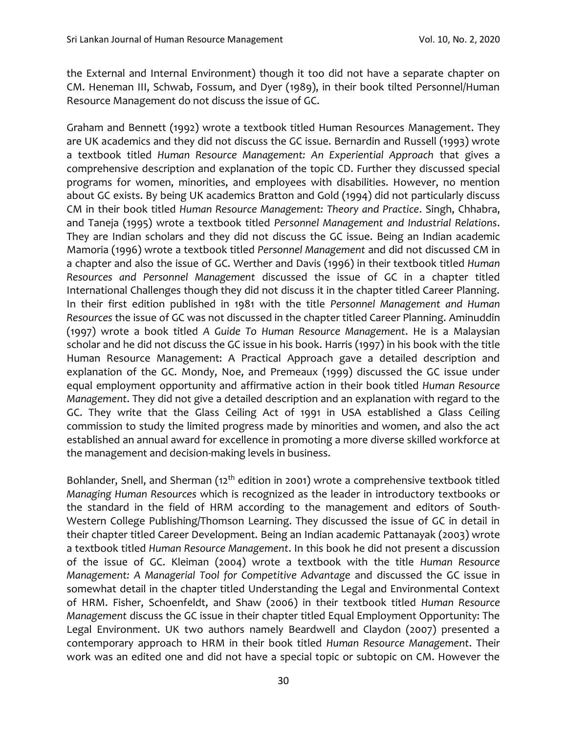the External and Internal Environment) though it too did not have a separate chapter on CM. Heneman III, Schwab, Fossum, and Dyer (1989), in their book tilted Personnel/Human Resource Management do not discuss the issue of GC.

Graham and Bennett (1992) wrote a textbook titled Human Resources Management. They are UK academics and they did not discuss the GC issue. Bernardin and Russell (1993) wrote a textbook titled *Human Resource Management: An Experiential Approach* that gives a comprehensive description and explanation of the topic CD. Further they discussed special programs for women, minorities, and employees with disabilities. However, no mention about GC exists. By being UK academics Bratton and Gold (1994) did not particularly discuss CM in their book titled *Human Resource Management: Theory and Practice*. Singh, Chhabra, and Taneja (1995) wrote a textbook titled *Personnel Management and Industrial Relations*. They are Indian scholars and they did not discuss the GC issue. Being an Indian academic Mamoria (1996) wrote a textbook titled *Personnel Management* and did not discussed CM in a chapter and also the issue of GC. Werther and Davis (1996) in their textbook titled *Human Resources and Personnel Management* discussed the issue of GC in a chapter titled International Challenges though they did not discuss it in the chapter titled Career Planning. In their first edition published in 1981 with the title *Personnel Management and Human Resources* the issue of GC was not discussed in the chapter titled Career Planning. Aminuddin (1997) wrote a book titled *A Guide To Human Resource Management*. He is a Malaysian scholar and he did not discuss the GC issue in his book. Harris (1997) in his book with the title Human Resource Management: A Practical Approach gave a detailed description and explanation of the GC. Mondy, Noe, and Premeaux (1999) discussed the GC issue under equal employment opportunity and affirmative action in their book titled *Human Resource Management*. They did not give a detailed description and an explanation with regard to the GC. They write that the Glass Ceiling Act of 1991 in USA established a Glass Ceiling commission to study the limited progress made by minorities and women, and also the act established an annual award for excellence in promoting a more diverse skilled workforce at the management and decision-making levels in business.

Bohlander, Snell, and Sherman (12th edition in 2001) wrote a comprehensive textbook titled *Managing Human Resources* which is recognized as the leader in introductory textbooks or the standard in the field of HRM according to the management and editors of South-Western College Publishing/Thomson Learning. They discussed the issue of GC in detail in their chapter titled Career Development. Being an Indian academic Pattanayak (2003) wrote a textbook titled *Human Resource Management*. In this book he did not present a discussion of the issue of GC. Kleiman (2004) wrote a textbook with the title *Human Resource Management: A Managerial Tool for Competitive Advantage* and discussed the GC issue in somewhat detail in the chapter titled Understanding the Legal and Environmental Context of HRM. Fisher, Schoenfeldt, and Shaw (2006) in their textbook titled *Human Resource Management* discuss the GC issue in their chapter titled Equal Employment Opportunity: The Legal Environment. UK two authors namely Beardwell and Claydon (2007) presented a contemporary approach to HRM in their book titled *Human Resource Management*. Their work was an edited one and did not have a special topic or subtopic on CM. However the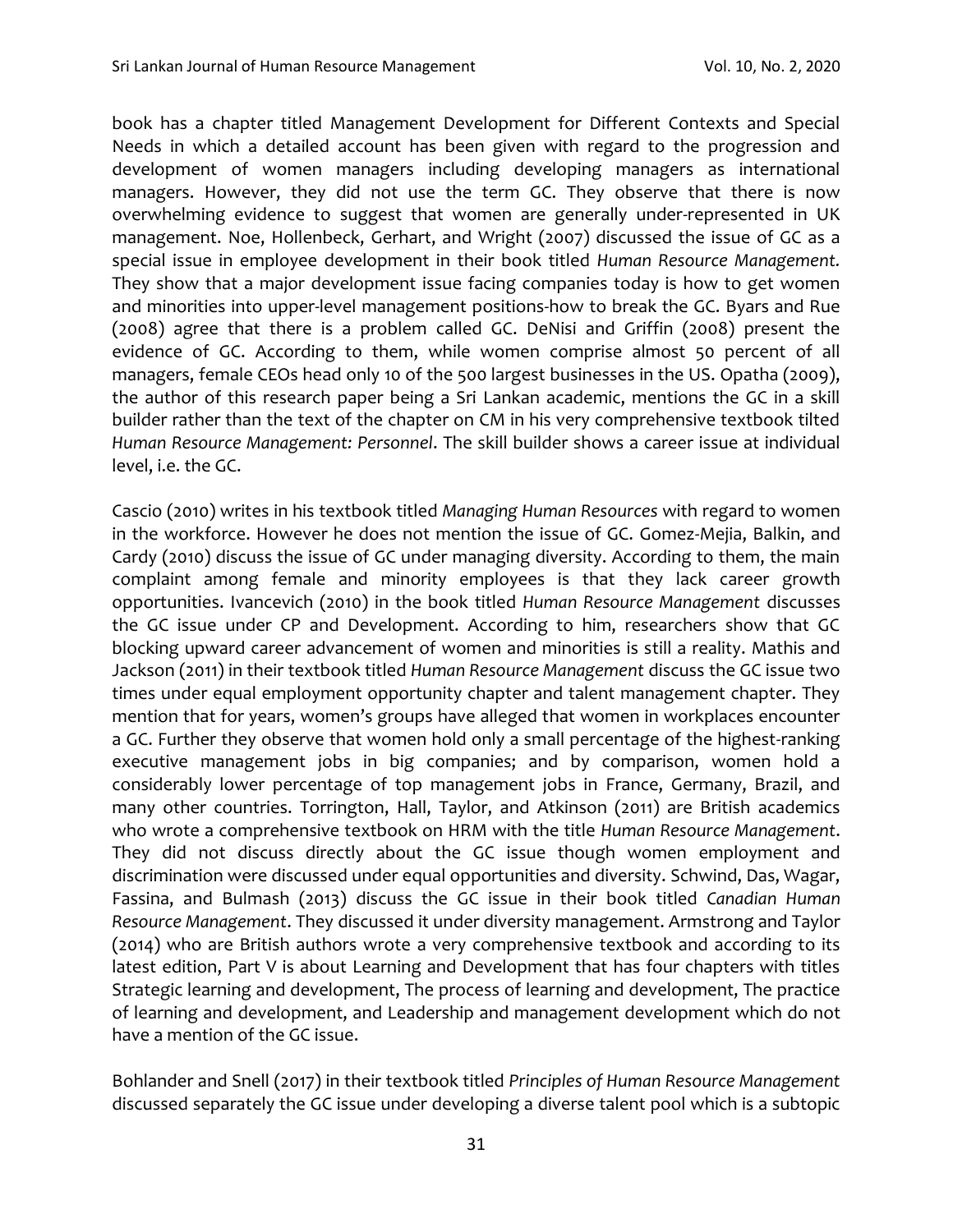book has a chapter titled Management Development for Different Contexts and Special Needs in which a detailed account has been given with regard to the progression and development of women managers including developing managers as international managers. However, they did not use the term GC. They observe that there is now overwhelming evidence to suggest that women are generally under-represented in UK management. Noe, Hollenbeck, Gerhart, and Wright (2007) discussed the issue of GC as a special issue in employee development in their book titled *Human Resource Management.* They show that a major development issue facing companies today is how to get women and minorities into upper-level management positions-how to break the GC. Byars and Rue (2008) agree that there is a problem called GC. DeNisi and Griffin (2008) present the evidence of GC. According to them, while women comprise almost 50 percent of all managers, female CEOs head only 10 of the 500 largest businesses in the US. Opatha (2009), the author of this research paper being a Sri Lankan academic, mentions the GC in a skill builder rather than the text of the chapter on CM in his very comprehensive textbook tilted *Human Resource Management: Personnel*. The skill builder shows a career issue at individual level, i.e. the GC.

Cascio (2010) writes in his textbook titled *Managing Human Resources* with regard to women in the workforce. However he does not mention the issue of GC. Gomez-Mejia, Balkin, and Cardy (2010) discuss the issue of GC under managing diversity. According to them, the main complaint among female and minority employees is that they lack career growth opportunities. Ivancevich (2010) in the book titled *Human Resource Management* discusses the GC issue under CP and Development. According to him, researchers show that GC blocking upward career advancement of women and minorities is still a reality. Mathis and Jackson (2011) in their textbook titled *Human Resource Management* discuss the GC issue two times under equal employment opportunity chapter and talent management chapter. They mention that for years, women's groups have alleged that women in workplaces encounter a GC. Further they observe that women hold only a small percentage of the highest-ranking executive management jobs in big companies; and by comparison, women hold a considerably lower percentage of top management jobs in France, Germany, Brazil, and many other countries. Torrington, Hall, Taylor, and Atkinson (2011) are British academics who wrote a comprehensive textbook on HRM with the title *Human Resource Management*. They did not discuss directly about the GC issue though women employment and discrimination were discussed under equal opportunities and diversity. Schwind, Das, Wagar, Fassina, and Bulmash (2013) discuss the GC issue in their book titled *Canadian Human Resource Management*. They discussed it under diversity management. Armstrong and Taylor (2014) who are British authors wrote a very comprehensive textbook and according to its latest edition, Part V is about Learning and Development that has four chapters with titles Strategic learning and development, The process of learning and development, The practice of learning and development, and Leadership and management development which do not have a mention of the GC issue.

Bohlander and Snell (2017) in their textbook titled *Principles of Human Resource Management* discussed separately the GC issue under developing a diverse talent pool which is a subtopic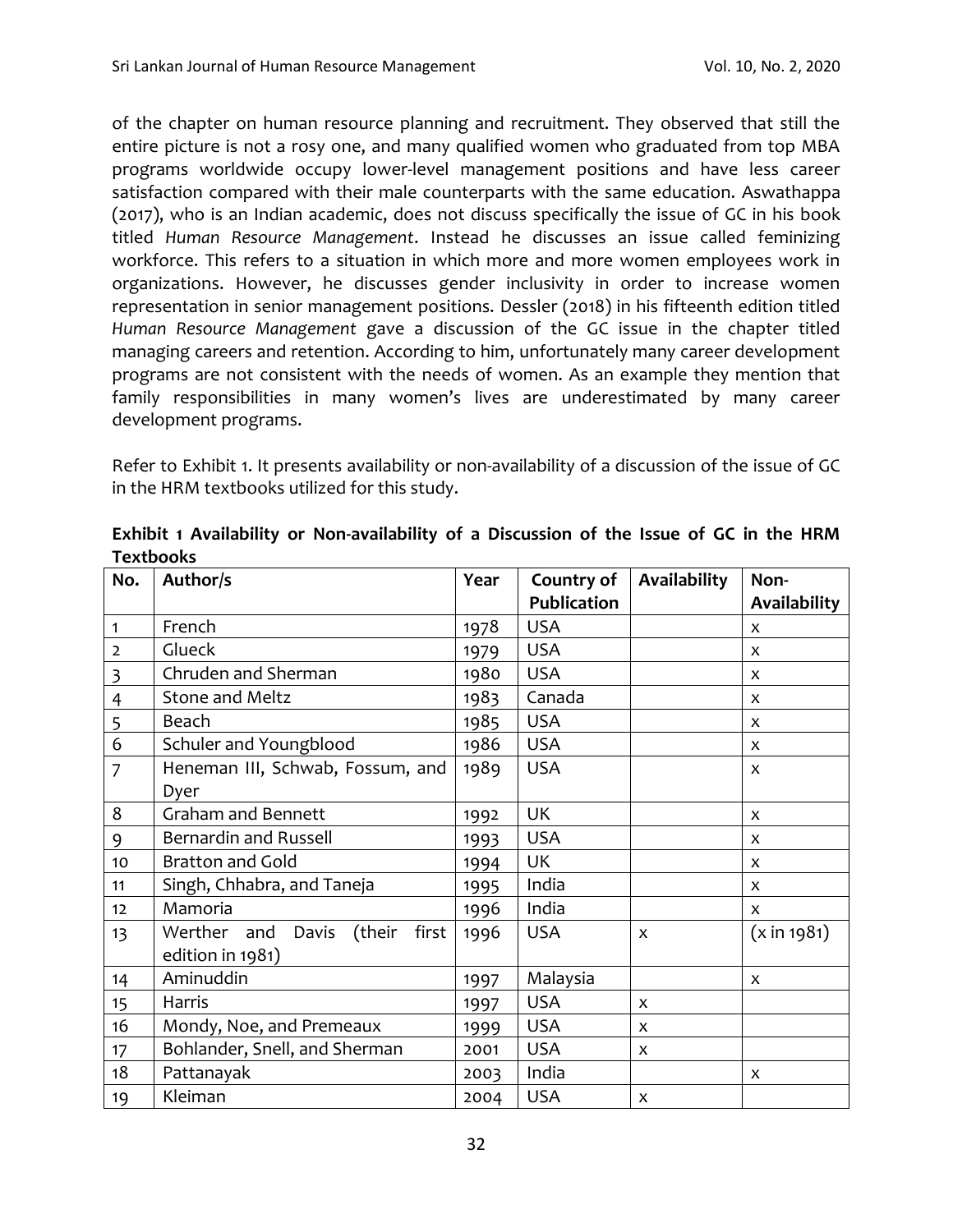of the chapter on human resource planning and recruitment. They observed that still the entire picture is not a rosy one, and many qualified women who graduated from top MBA programs worldwide occupy lower-level management positions and have less career satisfaction compared with their male counterparts with the same education. Aswathappa (2017), who is an Indian academic, does not discuss specifically the issue of GC in his book titled *Human Resource Management*. Instead he discusses an issue called feminizing workforce. This refers to a situation in which more and more women employees work in organizations. However, he discusses gender inclusivity in order to increase women representation in senior management positions. Dessler (2018) in his fifteenth edition titled *Human Resource Management* gave a discussion of the GC issue in the chapter titled managing careers and retention. According to him, unfortunately many career development programs are not consistent with the needs of women. As an example they mention that family responsibilities in many women's lives are underestimated by many career development programs.

Refer to Exhibit 1. It presents availability or non-availability of a discussion of the issue of GC in the HRM textbooks utilized for this study.

**Exhibit 1 Availability or Non-availability of a Discussion of the Issue of GC in the HRM Textbooks**

| No. | Author/s | Year | Country of Publication | Availability | Non-Availability |
|---|---|---|---|---|---|
| 1 | French | 1978 | USA | | x |
| 2 | Glueck | 1979 | USA | | x |
| 3 | Chruden and Sherman | 1980 | USA | | x |
| 4 | Stone and Meltz | 1983 | Canada | | x |
| 5 | Beach | 1985 | USA | | x |
| 6 | Schuler and Youngblood | 1986 | USA | | x |
| 7 | Heneman III, Schwab, Fossum, and Dyer | 1989 | USA | | x |
| 8 | Graham and Bennett | 1992 | UK | | x |
| 9 | Bernardin and Russell | 1993 | USA | | x |
| 10 | Bratton and Gold | 1994 | UK | | x |
| 11 | Singh, Chhabra, and Taneja | 1995 | India | | x |
| 12 | Mamoria | 1996 | India | | x |
| 13 | Werther and Davis (their first edition in 1981) | 1996 | USA | x | (x in 1981) |
| 14 | Aminuddin | 1997 | Malaysia | | x |
| 15 | Harris | 1997 | USA | x | |
| 16 | Mondy, Noe, and Premeaux | 1999 | USA | x | |
| 17 | Bohlander, Snell, and Sherman | 2001 | USA | x | |
| 18 | Pattanayak | 2003 | India | | x |
| 19 | Kleiman | 2004 | USA | x | |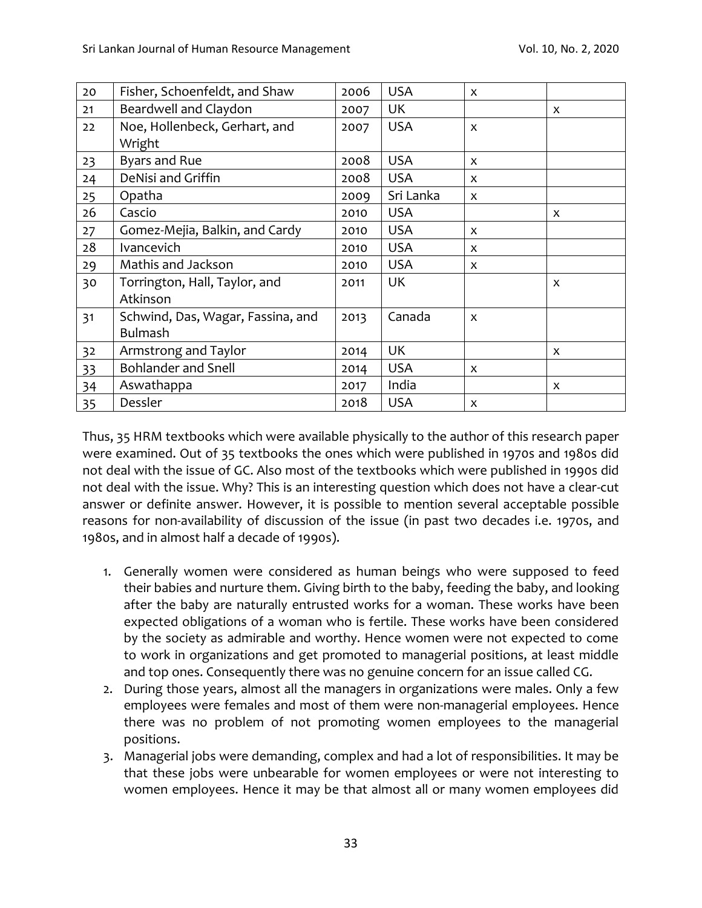| 20 | Fisher, Schoenfeldt, and Shaw | 2006 | USA | x | |
|---|---|---|---|---|---|
| 21 | Beardwell and Claydon | 2007 | UK | | x |
| 22 | Noe, Hollenbeck, Gerhart, and Wright | 2007 | USA | x | |
| 23 | Byars and Rue | 2008 | USA | x | |
| 24 | DeNisi and Griffin | 2008 | USA | x | |
| 25 | Opatha | 2009 | Sri Lanka | x | |
| 26 | Cascio | 2010 | USA | | x |
| 27 | Gomez-Mejia, Balkin, and Cardy | 2010 | USA | x | |
| 28 | Ivancevich | 2010 | USA | x | |
| 29 | Mathis and Jackson | 2010 | USA | x | |
| 30 | Torrington, Hall, Taylor, and Atkinson | 2011 | UK | | x |
| 31 | Schwind, Das, Wagar, Fassina, and Bulmash | 2013 | Canada | x | |
| 32 | Armstrong and Taylor | 2014 | UK | | x |
| 33 | Bohlander and Snell | 2014 | USA | x | |
| 34 | Aswathappa | 2017 | India | | x |
| 35 | Dessler | 2018 | USA | x | |

Thus, 35 HRM textbooks which were available physically to the author of this research paper were examined. Out of 35 textbooks the ones which were published in 1970s and 1980s did not deal with the issue of GC. Also most of the textbooks which were published in 1990s did not deal with the issue. Why? This is an interesting question which does not have a clear-cut answer or definite answer. However, it is possible to mention several acceptable possible reasons for non-availability of discussion of the issue (in past two decades i.e. 1970s, and 1980s, and in almost half a decade of 1990s).

1. Generally women were considered as human beings who were supposed to feed their babies and nurture them. Giving birth to the baby, feeding the baby, and looking after the baby are naturally entrusted works for a woman. These works have been expected obligations of a woman who is fertile. These works have been considered by the society as admirable and worthy. Hence women were not expected to come to work in organizations and get promoted to managerial positions, at least middle and top ones. Consequently there was no genuine concern for an issue called CG.
2. During those years, almost all the managers in organizations were males. Only a few employees were females and most of them were non-managerial employees. Hence there was no problem of not promoting women employees to the managerial positions.
3. Managerial jobs were demanding, complex and had a lot of responsibilities. It may be that these jobs were unbearable for women employees or were not interesting to women employees. Hence it may be that almost all or many women employees did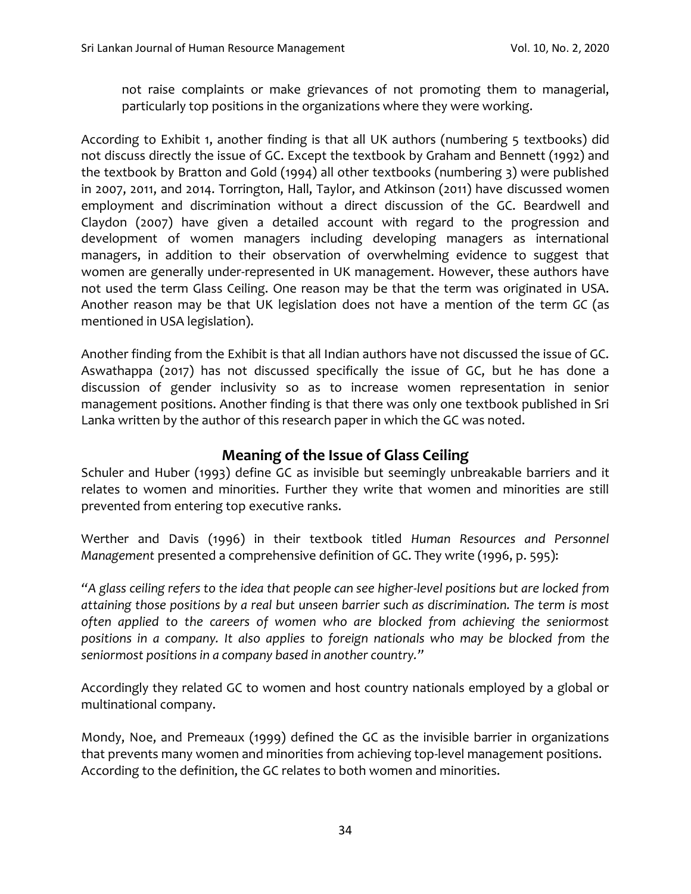not raise complaints or make grievances of not promoting them to managerial, particularly top positions in the organizations where they were working.

According to Exhibit 1, another finding is that all UK authors (numbering 5 textbooks) did not discuss directly the issue of GC. Except the textbook by Graham and Bennett (1992) and the textbook by Bratton and Gold (1994) all other textbooks (numbering 3) were published in 2007, 2011, and 2014. Torrington, Hall, Taylor, and Atkinson (2011) have discussed women employment and discrimination without a direct discussion of the GC. Beardwell and Claydon (2007) have given a detailed account with regard to the progression and development of women managers including developing managers as international managers, in addition to their observation of overwhelming evidence to suggest that women are generally under-represented in UK management. However, these authors have not used the term Glass Ceiling. One reason may be that the term was originated in USA. Another reason may be that UK legislation does not have a mention of the term GC (as mentioned in USA legislation).

Another finding from the Exhibit is that all Indian authors have not discussed the issue of GC. Aswathappa (2017) has not discussed specifically the issue of GC, but he has done a discussion of gender inclusivity so as to increase women representation in senior management positions. Another finding is that there was only one textbook published in Sri Lanka written by the author of this research paper in which the GC was noted.

## Meaning of the Issue of Glass Ceiling

Schuler and Huber (1993) define GC as invisible but seemingly unbreakable barriers and it relates to women and minorities. Further they write that women and minorities are still prevented from entering top executive ranks.

Werther and Davis (1996) in their textbook titled *Human Resources and Personnel Management* presented a comprehensive definition of GC. They write (1996, p. 595):

"*A glass ceiling refers to the idea that people can see higher-level positions but are locked from attaining those positions by a real but unseen barrier such as discrimination. The term is most often applied to the careers of women who are blocked from achieving the seniormost positions in a company. It also applies to foreign nationals who may be blocked from the seniormost positions in a company based in another country.*"

Accordingly they related GC to women and host country nationals employed by a global or multinational company.

Mondy, Noe, and Premeaux (1999) defined the GC as the invisible barrier in organizations that prevents many women and minorities from achieving top-level management positions. According to the definition, the GC relates to both women and minorities.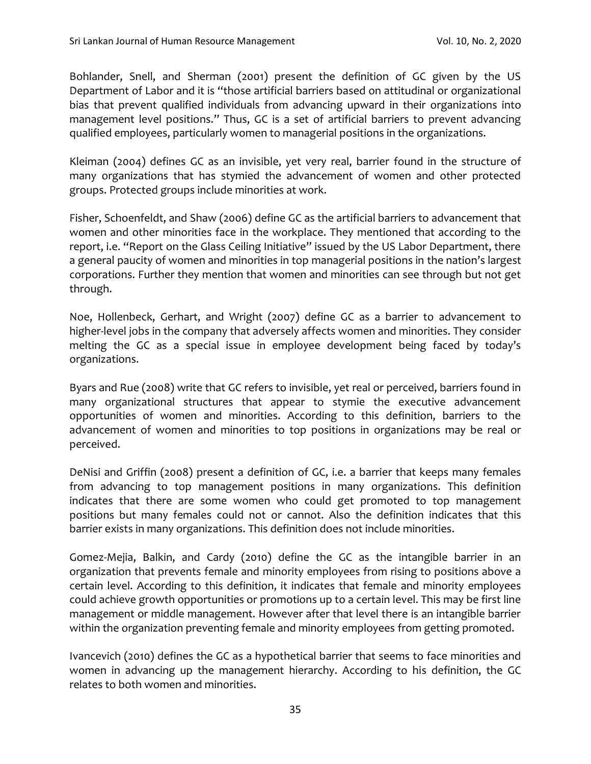Bohlander, Snell, and Sherman (2001) present the definition of GC given by the US Department of Labor and it is "those artificial barriers based on attitudinal or organizational bias that prevent qualified individuals from advancing upward in their organizations into management level positions." Thus, GC is a set of artificial barriers to prevent advancing qualified employees, particularly women to managerial positions in the organizations.

Kleiman (2004) defines GC as an invisible, yet very real, barrier found in the structure of many organizations that has stymied the advancement of women and other protected groups. Protected groups include minorities at work.

Fisher, Schoenfeldt, and Shaw (2006) define GC as the artificial barriers to advancement that women and other minorities face in the workplace. They mentioned that according to the report, i.e. "Report on the Glass Ceiling Initiative" issued by the US Labor Department, there a general paucity of women and minorities in top managerial positions in the nation's largest corporations. Further they mention that women and minorities can see through but not get through.

Noe, Hollenbeck, Gerhart, and Wright (2007) define GC as a barrier to advancement to higher-level jobs in the company that adversely affects women and minorities. They consider melting the GC as a special issue in employee development being faced by today's organizations.

Byars and Rue (2008) write that GC refers to invisible, yet real or perceived, barriers found in many organizational structures that appear to stymie the executive advancement opportunities of women and minorities. According to this definition, barriers to the advancement of women and minorities to top positions in organizations may be real or perceived.

DeNisi and Griffin (2008) present a definition of GC, i.e. a barrier that keeps many females from advancing to top management positions in many organizations. This definition indicates that there are some women who could get promoted to top management positions but many females could not or cannot. Also the definition indicates that this barrier exists in many organizations. This definition does not include minorities.

Gomez-Mejia, Balkin, and Cardy (2010) define the GC as the intangible barrier in an organization that prevents female and minority employees from rising to positions above a certain level. According to this definition, it indicates that female and minority employees could achieve growth opportunities or promotions up to a certain level. This may be first line management or middle management. However after that level there is an intangible barrier within the organization preventing female and minority employees from getting promoted.

Ivancevich (2010) defines the GC as a hypothetical barrier that seems to face minorities and women in advancing up the management hierarchy. According to his definition, the GC relates to both women and minorities.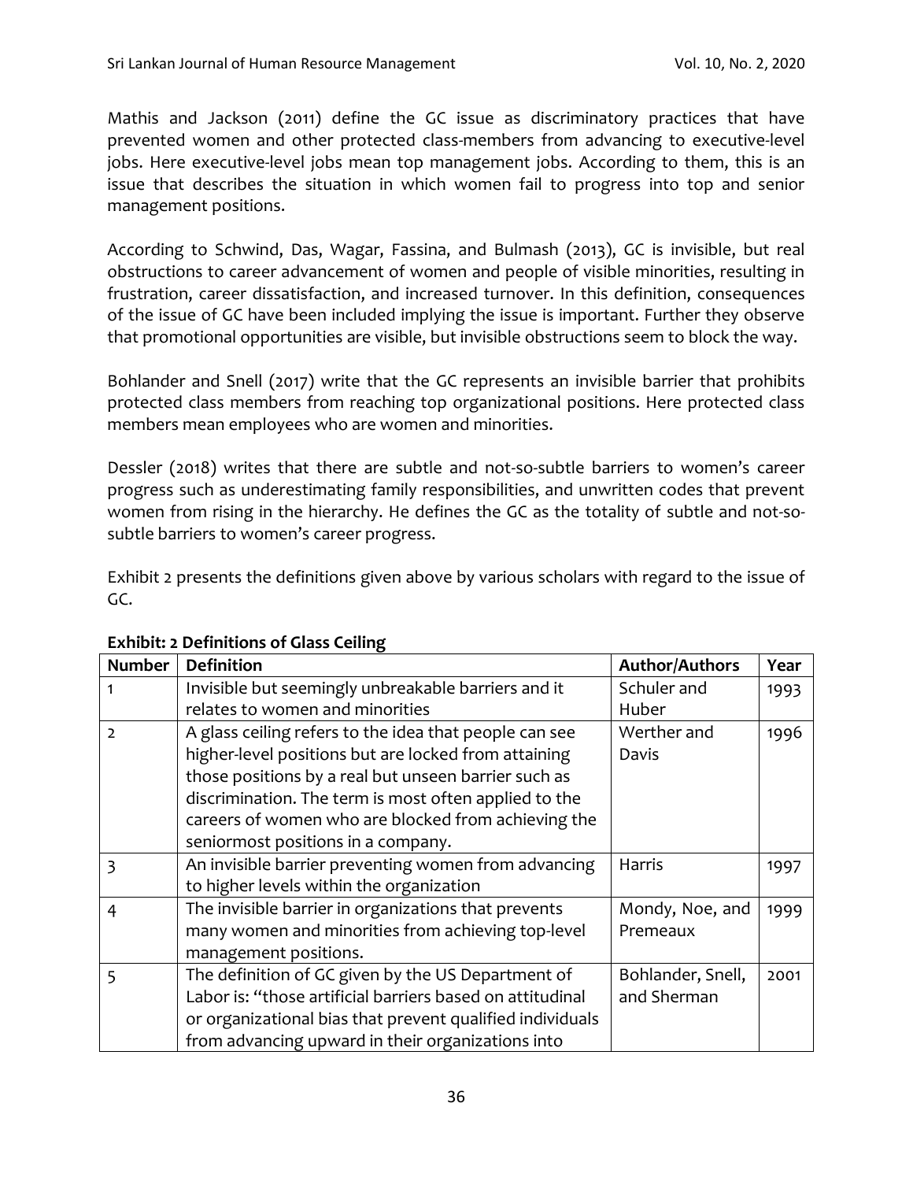Mathis and Jackson (2011) define the GC issue as discriminatory practices that have prevented women and other protected class-members from advancing to executive-level jobs. Here executive-level jobs mean top management jobs. According to them, this is an issue that describes the situation in which women fail to progress into top and senior management positions.

According to Schwind, Das, Wagar, Fassina, and Bulmash (2013), GC is invisible, but real obstructions to career advancement of women and people of visible minorities, resulting in frustration, career dissatisfaction, and increased turnover. In this definition, consequences of the issue of GC have been included implying the issue is important. Further they observe that promotional opportunities are visible, but invisible obstructions seem to block the way.

Bohlander and Snell (2017) write that the GC represents an invisible barrier that prohibits protected class members from reaching top organizational positions. Here protected class members mean employees who are women and minorities.

Dessler (2018) writes that there are subtle and not-so-subtle barriers to women's career progress such as underestimating family responsibilities, and unwritten codes that prevent women from rising in the hierarchy. He defines the GC as the totality of subtle and not-so-subtle barriers to women's career progress.

Exhibit 2 presents the definitions given above by various scholars with regard to the issue of GC.

**Exhibit: 2 Definitions of Glass Ceiling**

| Number | Definition | Author/Authors | Year |
|---|---|---|---|
| 1 | Invisible but seemingly unbreakable barriers and it relates to women and minorities | Schuler and Huber | 1993 |
| 2 | A glass ceiling refers to the idea that people can see higher-level positions but are locked from attaining those positions by a real but unseen barrier such as discrimination. The term is most often applied to the careers of women who are blocked from achieving the seniormost positions in a company. | Werther and Davis | 1996 |
| 3 | An invisible barrier preventing women from advancing to higher levels within the organization | Harris | 1997 |
| 4 | The invisible barrier in organizations that prevents many women and minorities from achieving top-level management positions. | Mondy, Noe, and Premeaux | 1999 |
| 5 | The definition of GC given by the US Department of Labor is: "those artificial barriers based on attitudinal or organizational bias that prevent qualified individuals from advancing upward in their organizations into | Bohlander, Snell, and Sherman | 2001 |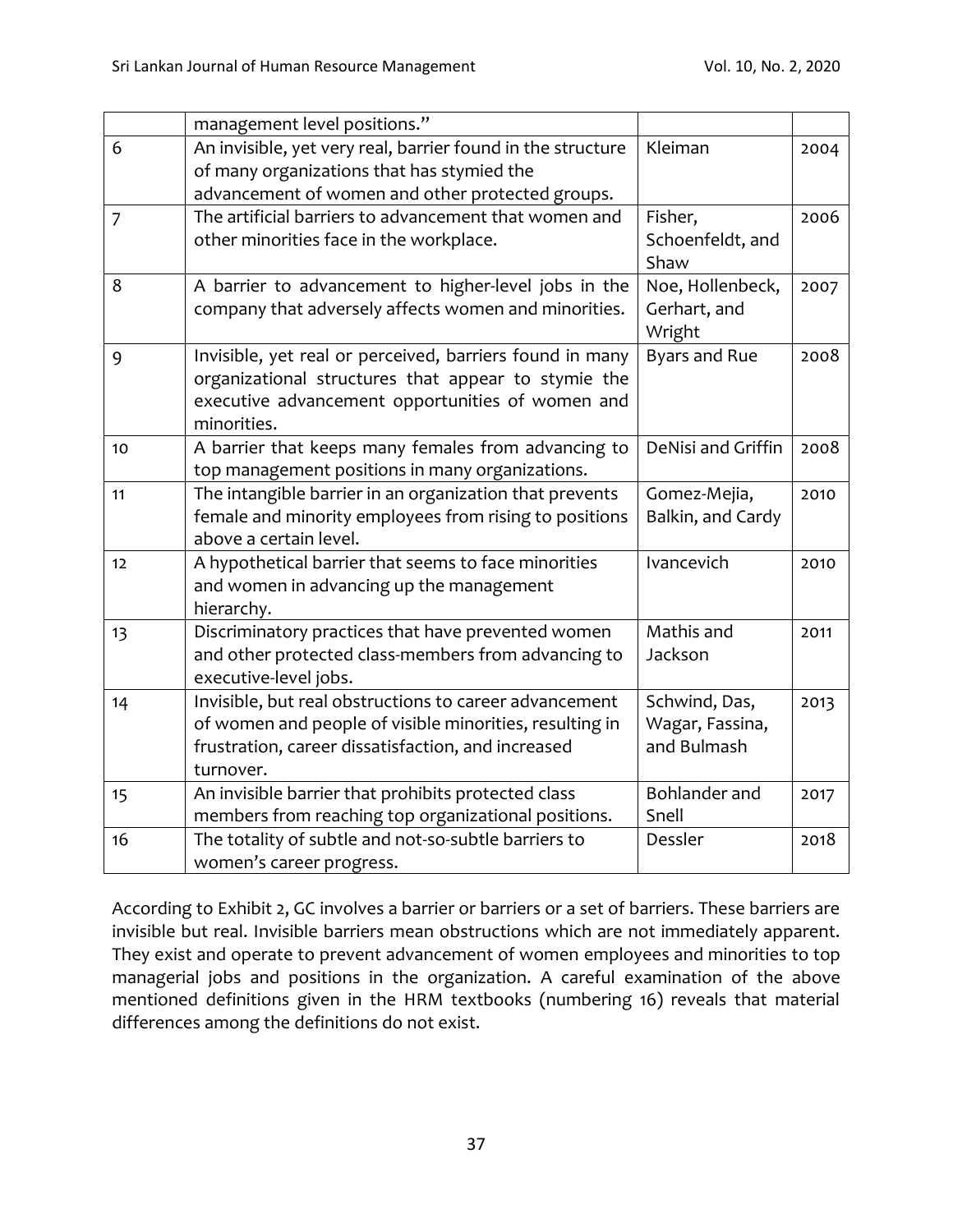| | management level positions." | | |
|---|---|---|---|
| 6 | An invisible, yet very real, barrier found in the structure of many organizations that has stymied the advancement of women and other protected groups. | Kleiman | 2004 |
| 7 | The artificial barriers to advancement that women and other minorities face in the workplace. | Fisher, Schoenfeldt, and Shaw | 2006 |
| 8 | A barrier to advancement to higher-level jobs in the company that adversely affects women and minorities. | Noe, Hollenbeck, Gerhart, and Wright | 2007 |
| 9 | Invisible, yet real or perceived, barriers found in many organizational structures that appear to stymie the executive advancement opportunities of women and minorities. | Byars and Rue | 2008 |
| 10 | A barrier that keeps many females from advancing to top management positions in many organizations. | DeNisi and Griffin | 2008 |
| 11 | The intangible barrier in an organization that prevents female and minority employees from rising to positions above a certain level. | Gomez-Mejia, Balkin, and Cardy | 2010 |
| 12 | A hypothetical barrier that seems to face minorities and women in advancing up the management hierarchy. | Ivancevich | 2010 |
| 13 | Discriminatory practices that have prevented women and other protected class-members from advancing to executive-level jobs. | Mathis and Jackson | 2011 |
| 14 | Invisible, but real obstructions to career advancement of women and people of visible minorities, resulting in frustration, career dissatisfaction, and increased turnover. | Schwind, Das, Wagar, Fassina, and Bulmash | 2013 |
| 15 | An invisible barrier that prohibits protected class members from reaching top organizational positions. | Bohlander and Snell | 2017 |
| 16 | The totality of subtle and not-so-subtle barriers to women's career progress. | Dessler | 2018 |

According to Exhibit 2, GC involves a barrier or barriers or a set of barriers. These barriers are invisible but real. Invisible barriers mean obstructions which are not immediately apparent. They exist and operate to prevent advancement of women employees and minorities to top managerial jobs and positions in the organization. A careful examination of the above mentioned definitions given in the HRM textbooks (numbering 16) reveals that material differences among the definitions do not exist.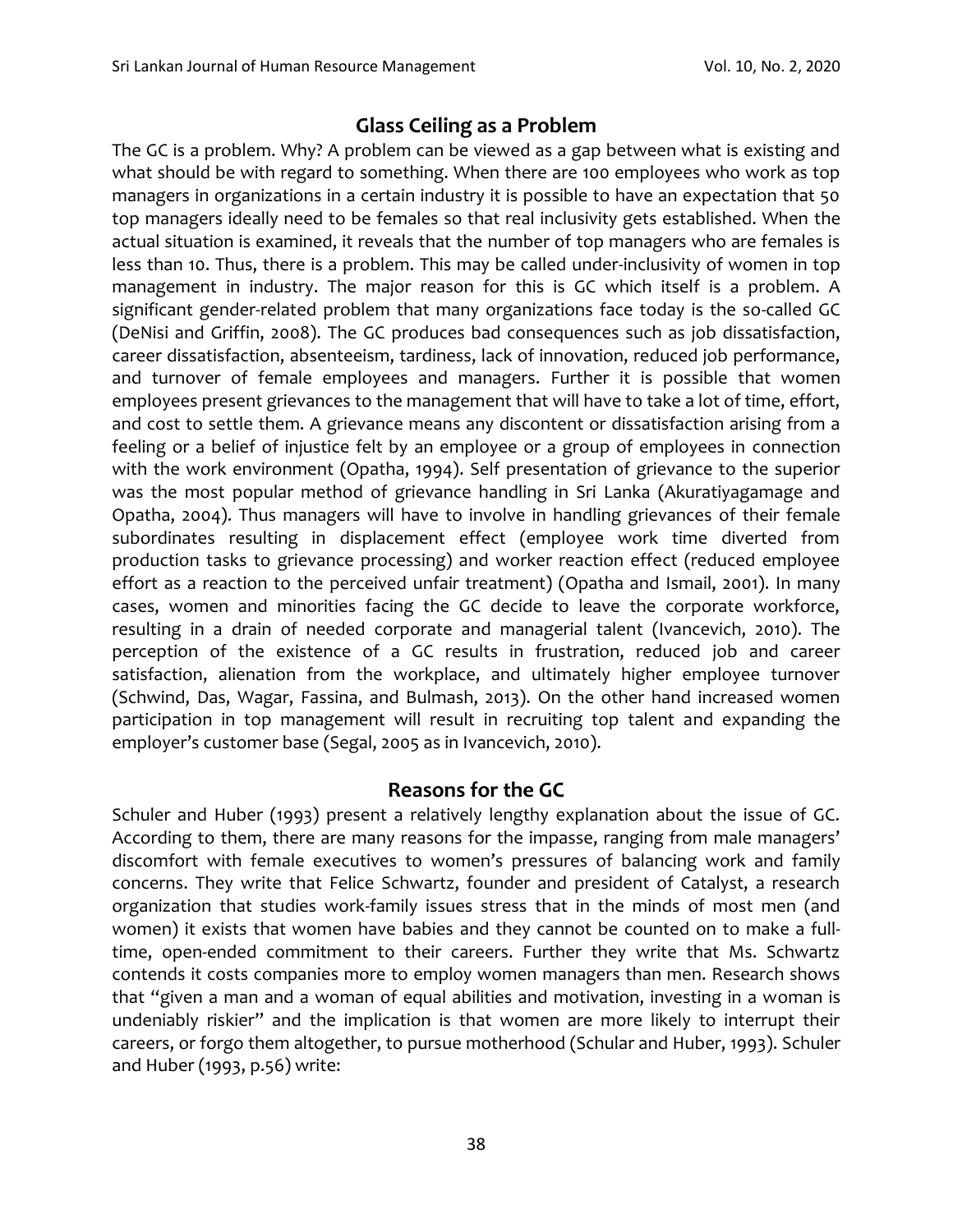## Glass Ceiling as a Problem

The GC is a problem. Why? A problem can be viewed as a gap between what is existing and what should be with regard to something. When there are 100 employees who work as top managers in organizations in a certain industry it is possible to have an expectation that 50 top managers ideally need to be females so that real inclusivity gets established. When the actual situation is examined, it reveals that the number of top managers who are females is less than 10. Thus, there is a problem. This may be called under-inclusivity of women in top management in industry. The major reason for this is GC which itself is a problem. A significant gender-related problem that many organizations face today is the so-called GC (DeNisi and Griffin, 2008). The GC produces bad consequences such as job dissatisfaction, career dissatisfaction, absenteeism, tardiness, lack of innovation, reduced job performance, and turnover of female employees and managers. Further it is possible that women employees present grievances to the management that will have to take a lot of time, effort, and cost to settle them. A grievance means any discontent or dissatisfaction arising from a feeling or a belief of injustice felt by an employee or a group of employees in connection with the work environment (Opatha, 1994). Self presentation of grievance to the superior was the most popular method of grievance handling in Sri Lanka (Akuratiyagamage and Opatha, 2004). Thus managers will have to involve in handling grievances of their female subordinates resulting in displacement effect (employee work time diverted from production tasks to grievance processing) and worker reaction effect (reduced employee effort as a reaction to the perceived unfair treatment) (Opatha and Ismail, 2001). In many cases, women and minorities facing the GC decide to leave the corporate workforce, resulting in a drain of needed corporate and managerial talent (Ivancevich, 2010). The perception of the existence of a GC results in frustration, reduced job and career satisfaction, alienation from the workplace, and ultimately higher employee turnover (Schwind, Das, Wagar, Fassina, and Bulmash, 2013). On the other hand increased women participation in top management will result in recruiting top talent and expanding the employer's customer base (Segal, 2005 as in Ivancevich, 2010).

## Reasons for the GC

Schuler and Huber (1993) present a relatively lengthy explanation about the issue of GC. According to them, there are many reasons for the impasse, ranging from male managers' discomfort with female executives to women's pressures of balancing work and family concerns. They write that Felice Schwartz, founder and president of Catalyst, a research organization that studies work-family issues stress that in the minds of most men (and women) it exists that women have babies and they cannot be counted on to make a full-time, open-ended commitment to their careers. Further they write that Ms. Schwartz contends it costs companies more to employ women managers than men. Research shows that "given a man and a woman of equal abilities and motivation, investing in a woman is undeniably riskier" and the implication is that women are more likely to interrupt their careers, or forgo them altogether, to pursue motherhood (Schular and Huber, 1993). Schuler and Huber (1993, p.56) write: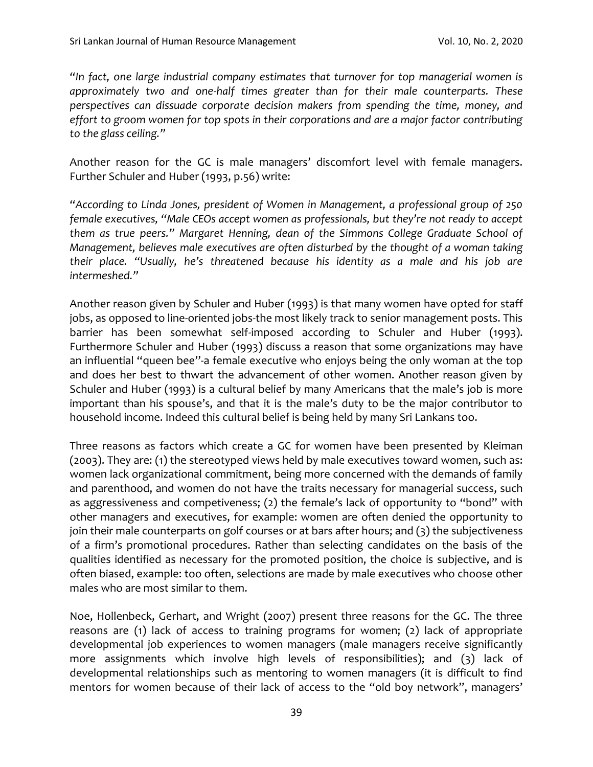*"In fact, one large industrial company estimates that turnover for top managerial women is approximately two and one-half times greater than for their male counterparts. These perspectives can dissuade corporate decision makers from spending the time, money, and effort to groom women for top spots in their corporations and are a major factor contributing to the glass ceiling."*

Another reason for the GC is male managers' discomfort level with female managers. Further Schuler and Huber (1993, p.56) write:

*"According to Linda Jones, president of Women in Management, a professional group of 250 female executives, "Male CEOs accept women as professionals, but they're not ready to accept them as true peers." Margaret Henning, dean of the Simmons College Graduate School of Management, believes male executives are often disturbed by the thought of a woman taking their place. "Usually, he's threatened because his identity as a male and his job are intermeshed."*

Another reason given by Schuler and Huber (1993) is that many women have opted for staff jobs, as opposed to line-oriented jobs-the most likely track to senior management posts. This barrier has been somewhat self-imposed according to Schuler and Huber (1993). Furthermore Schuler and Huber (1993) discuss a reason that some organizations may have an influential "queen bee"-a female executive who enjoys being the only woman at the top and does her best to thwart the advancement of other women. Another reason given by Schuler and Huber (1993) is a cultural belief by many Americans that the male's job is more important than his spouse's, and that it is the male's duty to be the major contributor to household income. Indeed this cultural belief is being held by many Sri Lankans too.

Three reasons as factors which create a GC for women have been presented by Kleiman (2003). They are: (1) the stereotyped views held by male executives toward women, such as: women lack organizational commitment, being more concerned with the demands of family and parenthood, and women do not have the traits necessary for managerial success, such as aggressiveness and competiveness; (2) the female's lack of opportunity to "bond" with other managers and executives, for example: women are often denied the opportunity to join their male counterparts on golf courses or at bars after hours; and (3) the subjectiveness of a firm's promotional procedures. Rather than selecting candidates on the basis of the qualities identified as necessary for the promoted position, the choice is subjective, and is often biased, example: too often, selections are made by male executives who choose other males who are most similar to them.

Noe, Hollenbeck, Gerhart, and Wright (2007) present three reasons for the GC. The three reasons are (1) lack of access to training programs for women; (2) lack of appropriate developmental job experiences to women managers (male managers receive significantly more assignments which involve high levels of responsibilities); and (3) lack of developmental relationships such as mentoring to women managers (it is difficult to find mentors for women because of their lack of access to the "old boy network", managers'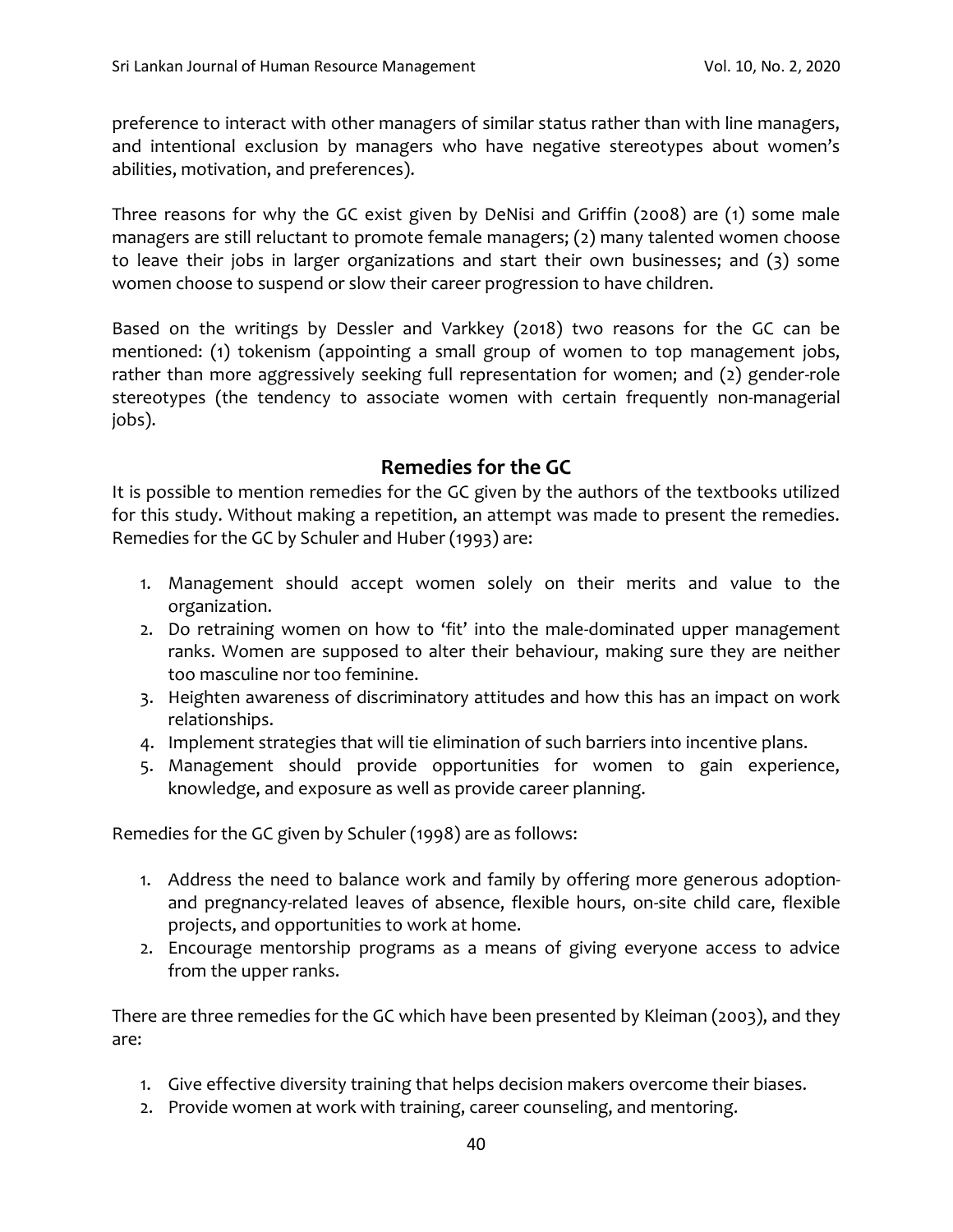preference to interact with other managers of similar status rather than with line managers, and intentional exclusion by managers who have negative stereotypes about women's abilities, motivation, and preferences).

Three reasons for why the GC exist given by DeNisi and Griffin (2008) are (1) some male managers are still reluctant to promote female managers; (2) many talented women choose to leave their jobs in larger organizations and start their own businesses; and (3) some women choose to suspend or slow their career progression to have children.

Based on the writings by Dessler and Varkkey (2018) two reasons for the GC can be mentioned: (1) tokenism (appointing a small group of women to top management jobs, rather than more aggressively seeking full representation for women; and (2) gender-role stereotypes (the tendency to associate women with certain frequently non-managerial jobs).

## Remedies for the GC

It is possible to mention remedies for the GC given by the authors of the textbooks utilized for this study. Without making a repetition, an attempt was made to present the remedies. Remedies for the GC by Schuler and Huber (1993) are:

1. Management should accept women solely on their merits and value to the organization.
2. Do retraining women on how to 'fit' into the male-dominated upper management ranks. Women are supposed to alter their behaviour, making sure they are neither too masculine nor too feminine.
3. Heighten awareness of discriminatory attitudes and how this has an impact on work relationships.
4. Implement strategies that will tie elimination of such barriers into incentive plans.
5. Management should provide opportunities for women to gain experience, knowledge, and exposure as well as provide career planning.

Remedies for the GC given by Schuler (1998) are as follows:

1. Address the need to balance work and family by offering more generous adoption- and pregnancy-related leaves of absence, flexible hours, on-site child care, flexible projects, and opportunities to work at home.
2. Encourage mentorship programs as a means of giving everyone access to advice from the upper ranks.

There are three remedies for the GC which have been presented by Kleiman (2003), and they are:

1. Give effective diversity training that helps decision makers overcome their biases.
2. Provide women at work with training, career counseling, and mentoring.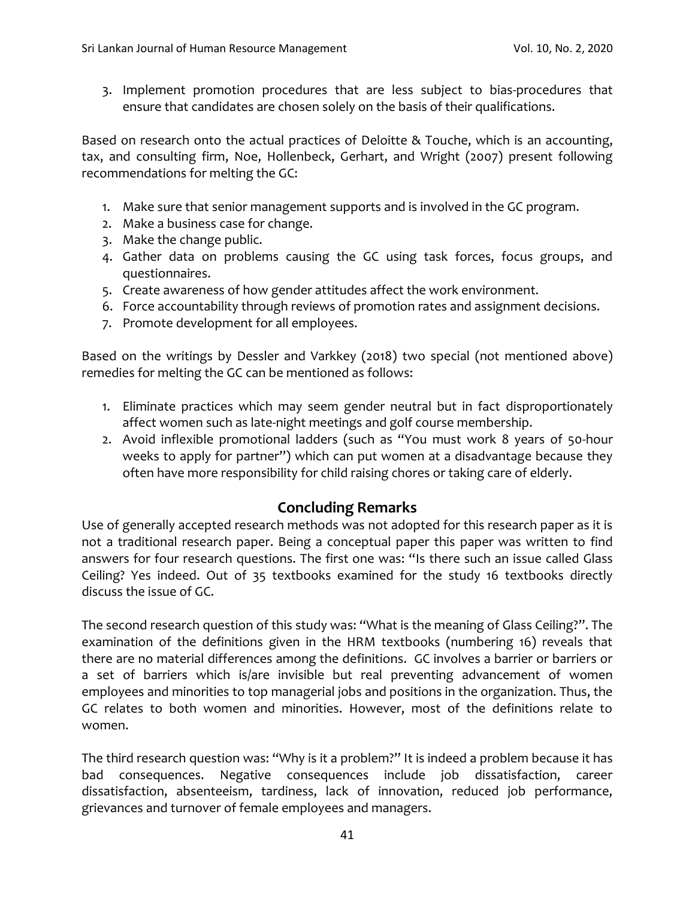3. Implement promotion procedures that are less subject to bias-procedures that ensure that candidates are chosen solely on the basis of their qualifications.

Based on research onto the actual practices of Deloitte & Touche, which is an accounting, tax, and consulting firm, Noe, Hollenbeck, Gerhart, and Wright (2007) present following recommendations for melting the GC:

1. Make sure that senior management supports and is involved in the GC program.
2. Make a business case for change.
3. Make the change public.
4. Gather data on problems causing the GC using task forces, focus groups, and questionnaires.
5. Create awareness of how gender attitudes affect the work environment.
6. Force accountability through reviews of promotion rates and assignment decisions.
7. Promote development for all employees.

Based on the writings by Dessler and Varkkey (2018) two special (not mentioned above) remedies for melting the GC can be mentioned as follows:

1. Eliminate practices which may seem gender neutral but in fact disproportionately affect women such as late-night meetings and golf course membership.
2. Avoid inflexible promotional ladders (such as "You must work 8 years of 50-hour weeks to apply for partner") which can put women at a disadvantage because they often have more responsibility for child raising chores or taking care of elderly.

## Concluding Remarks

Use of generally accepted research methods was not adopted for this research paper as it is not a traditional research paper. Being a conceptual paper this paper was written to find answers for four research questions. The first one was: "Is there such an issue called Glass Ceiling? Yes indeed. Out of 35 textbooks examined for the study 16 textbooks directly discuss the issue of GC.

The second research question of this study was: "What is the meaning of Glass Ceiling?". The examination of the definitions given in the HRM textbooks (numbering 16) reveals that there are no material differences among the definitions. GC involves a barrier or barriers or a set of barriers which is/are invisible but real preventing advancement of women employees and minorities to top managerial jobs and positions in the organization. Thus, the GC relates to both women and minorities. However, most of the definitions relate to women.

The third research question was: "Why is it a problem?" It is indeed a problem because it has bad consequences. Negative consequences include job dissatisfaction, career dissatisfaction, absenteeism, tardiness, lack of innovation, reduced job performance, grievances and turnover of female employees and managers.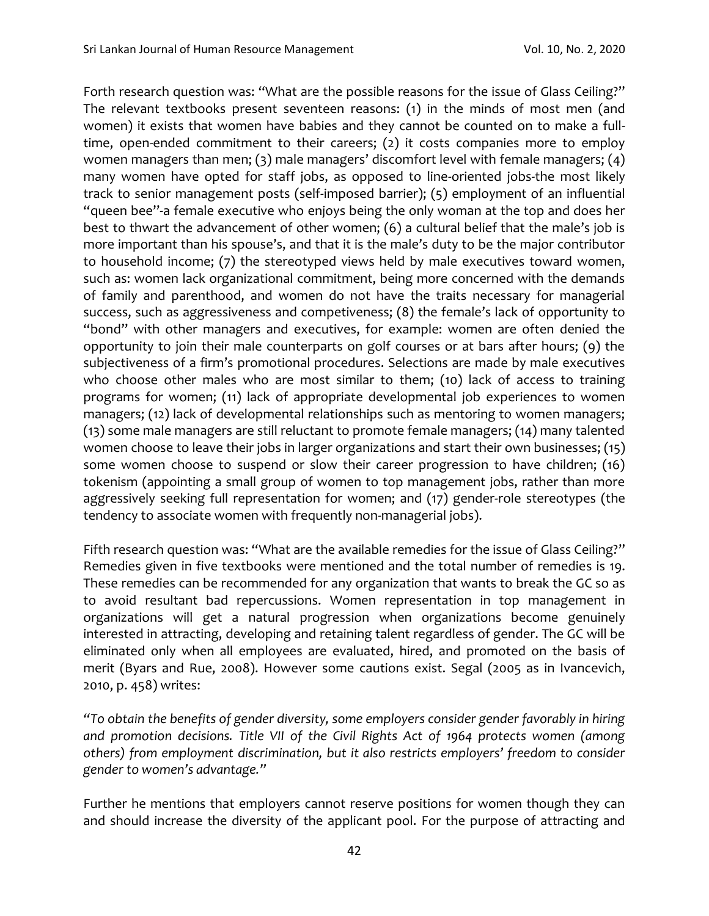Forth research question was: "What are the possible reasons for the issue of Glass Ceiling?" The relevant textbooks present seventeen reasons: (1) in the minds of most men (and women) it exists that women have babies and they cannot be counted on to make a full-time, open-ended commitment to their careers; (2) it costs companies more to employ women managers than men; (3) male managers' discomfort level with female managers; (4) many women have opted for staff jobs, as opposed to line-oriented jobs-the most likely track to senior management posts (self-imposed barrier); (5) employment of an influential "queen bee"-a female executive who enjoys being the only woman at the top and does her best to thwart the advancement of other women; (6) a cultural belief that the male's job is more important than his spouse's, and that it is the male's duty to be the major contributor to household income; (7) the stereotyped views held by male executives toward women, such as: women lack organizational commitment, being more concerned with the demands of family and parenthood, and women do not have the traits necessary for managerial success, such as aggressiveness and competiveness; (8) the female's lack of opportunity to "bond" with other managers and executives, for example: women are often denied the opportunity to join their male counterparts on golf courses or at bars after hours; (9) the subjectiveness of a firm's promotional procedures. Selections are made by male executives who choose other males who are most similar to them; (10) lack of access to training programs for women; (11) lack of appropriate developmental job experiences to women managers; (12) lack of developmental relationships such as mentoring to women managers; (13) some male managers are still reluctant to promote female managers; (14) many talented women choose to leave their jobs in larger organizations and start their own businesses; (15) some women choose to suspend or slow their career progression to have children; (16) tokenism (appointing a small group of women to top management jobs, rather than more aggressively seeking full representation for women; and (17) gender-role stereotypes (the tendency to associate women with frequently non-managerial jobs).

Fifth research question was: "What are the available remedies for the issue of Glass Ceiling?" Remedies given in five textbooks were mentioned and the total number of remedies is 19. These remedies can be recommended for any organization that wants to break the GC so as to avoid resultant bad repercussions. Women representation in top management in organizations will get a natural progression when organizations become genuinely interested in attracting, developing and retaining talent regardless of gender. The GC will be eliminated only when all employees are evaluated, hired, and promoted on the basis of merit (Byars and Rue, 2008). However some cautions exist. Segal (2005 as in Ivancevich, 2010, p. 458) writes:

*"To obtain the benefits of gender diversity, some employers consider gender favorably in hiring and promotion decisions. Title VII of the Civil Rights Act of 1964 protects women (among others) from employment discrimination, but it also restricts employers' freedom to consider gender to women's advantage."*

Further he mentions that employers cannot reserve positions for women though they can and should increase the diversity of the applicant pool. For the purpose of attracting and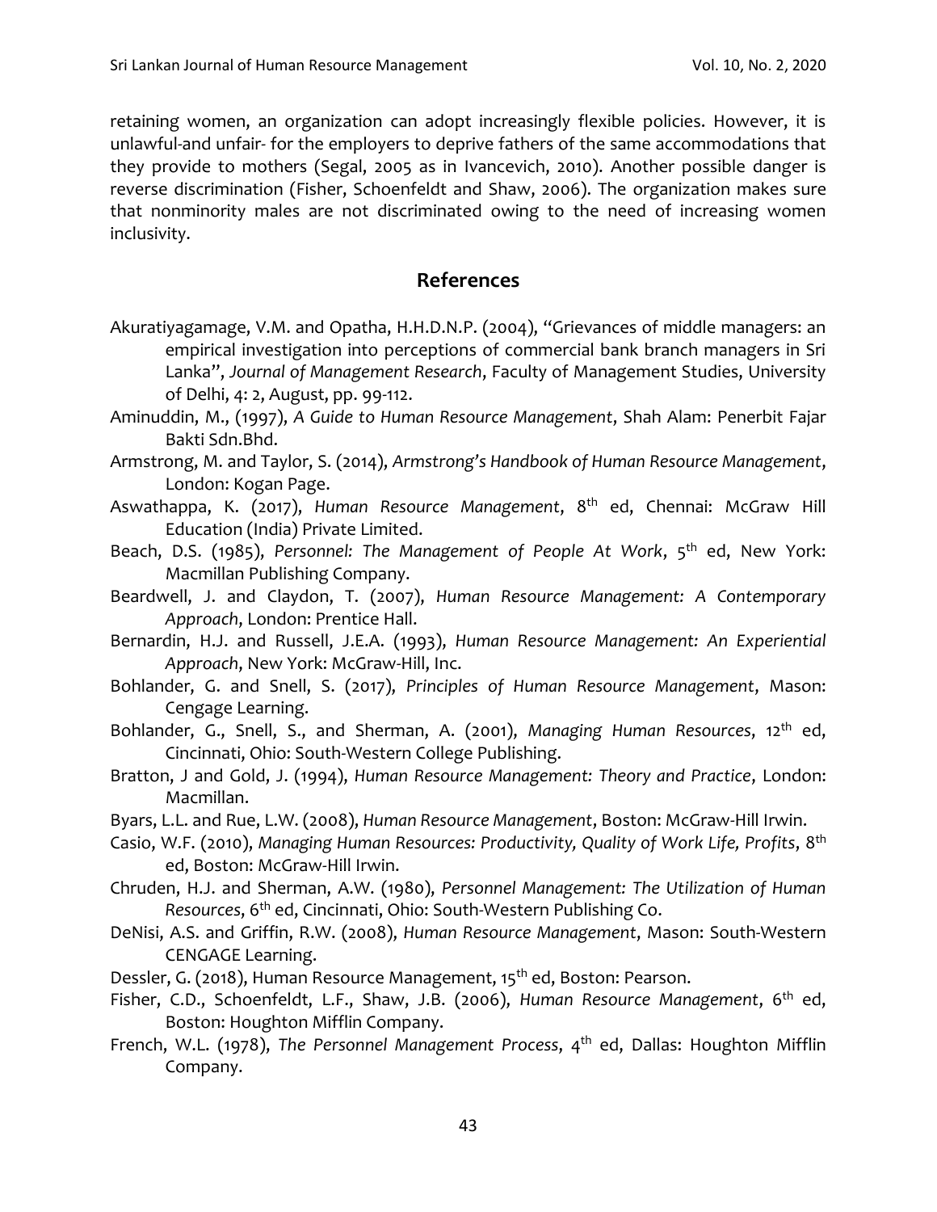retaining women, an organization can adopt increasingly flexible policies. However, it is unlawful-and unfair- for the employers to deprive fathers of the same accommodations that they provide to mothers (Segal, 2005 as in Ivancevich, 2010). Another possible danger is reverse discrimination (Fisher, Schoenfeldt and Shaw, 2006). The organization makes sure that nonminority males are not discriminated owing to the need of increasing women inclusivity.

## References

Akuratiyagamage, V.M. and Opatha, H.H.D.N.P. (2004), "Grievances of middle managers: an empirical investigation into perceptions of commercial bank branch managers in Sri Lanka", *Journal of Management Research*, Faculty of Management Studies, University of Delhi, 4: 2, August, pp. 99-112.

Aminuddin, M., (1997), *A Guide to Human Resource Management*, Shah Alam: Penerbit Fajar Bakti Sdn.Bhd.

Armstrong, M. and Taylor, S. (2014), *Armstrong's Handbook of Human Resource Management*, London: Kogan Page.

Aswathappa, K. (2017), *Human Resource Management*, 8th ed, Chennai: McGraw Hill Education (India) Private Limited.

Beach, D.S. (1985), *Personnel: The Management of People At Work*, 5th ed, New York: Macmillan Publishing Company.

Beardwell, J. and Claydon, T. (2007), *Human Resource Management: A Contemporary Approach*, London: Prentice Hall.

Bernardin, H.J. and Russell, J.E.A. (1993), *Human Resource Management: An Experiential Approach*, New York: McGraw-Hill, Inc.

Bohlander, G. and Snell, S. (2017), *Principles of Human Resource Management*, Mason: Cengage Learning.

Bohlander, G., Snell, S., and Sherman, A. (2001), *Managing Human Resources*, 12th ed, Cincinnati, Ohio: South-Western College Publishing.

Bratton, J and Gold, J. (1994), *Human Resource Management: Theory and Practice*, London: Macmillan.

Byars, L.L. and Rue, L.W. (2008), *Human Resource Management*, Boston: McGraw-Hill Irwin.

Casio, W.F. (2010), *Managing Human Resources: Productivity, Quality of Work Life, Profits*, 8th ed, Boston: McGraw-Hill Irwin.

Chruden, H.J. and Sherman, A.W. (1980), *Personnel Management: The Utilization of Human Resources*, 6th ed, Cincinnati, Ohio: South-Western Publishing Co.

DeNisi, A.S. and Griffin, R.W. (2008), *Human Resource Management*, Mason: South-Western CENGAGE Learning.

Dessler, G. (2018), Human Resource Management, 15th ed, Boston: Pearson.

Fisher, C.D., Schoenfeldt, L.F., Shaw, J.B. (2006), *Human Resource Management*, 6th ed, Boston: Houghton Mifflin Company.

French, W.L. (1978), *The Personnel Management Process*, 4th ed, Dallas: Houghton Mifflin Company.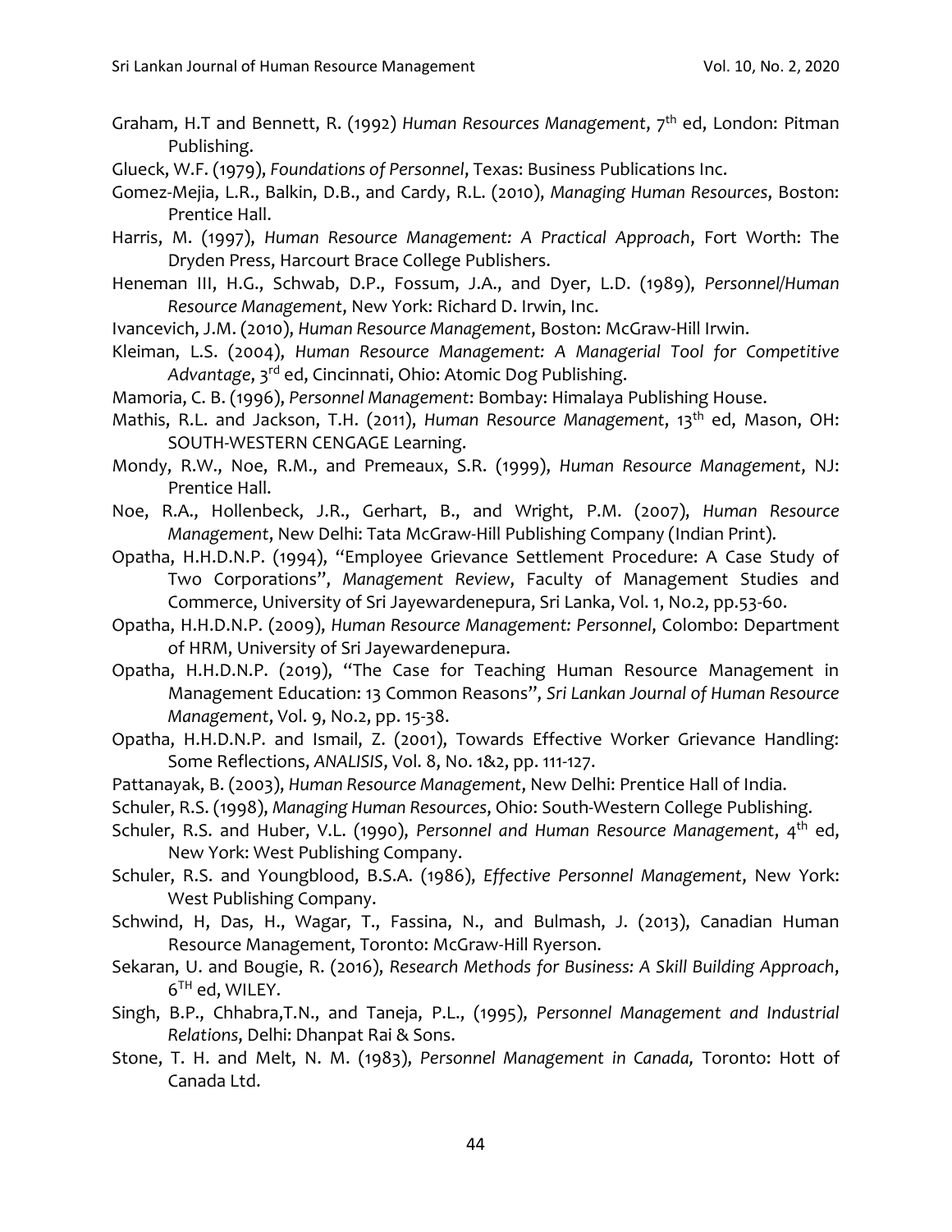Graham, H.T and Bennett, R. (1992) *Human Resources Management*, 7th ed, London: Pitman Publishing.

Glueck, W.F. (1979), *Foundations of Personnel*, Texas: Business Publications Inc.

Gomez-Mejia, L.R., Balkin, D.B., and Cardy, R.L. (2010), *Managing Human Resources*, Boston: Prentice Hall.

Harris, M. (1997), *Human Resource Management: A Practical Approach*, Fort Worth: The Dryden Press, Harcourt Brace College Publishers.

Heneman III, H.G., Schwab, D.P., Fossum, J.A., and Dyer, L.D. (1989), *Personnel/Human Resource Management*, New York: Richard D. Irwin, Inc.

Ivancevich, J.M. (2010), *Human Resource Management*, Boston: McGraw-Hill Irwin.

Kleiman, L.S. (2004), *Human Resource Management: A Managerial Tool for Competitive Advantage*, 3rd ed, Cincinnati, Ohio: Atomic Dog Publishing.

Mamoria, C. B. (1996), *Personnel Management*: Bombay: Himalaya Publishing House.

Mathis, R.L. and Jackson, T.H. (2011), *Human Resource Management*, 13th ed, Mason, OH: SOUTH-WESTERN CENGAGE Learning.

Mondy, R.W., Noe, R.M., and Premeaux, S.R. (1999), *Human Resource Management*, NJ: Prentice Hall.

Noe, R.A., Hollenbeck, J.R., Gerhart, B., and Wright, P.M. (2007), *Human Resource Management*, New Delhi: Tata McGraw-Hill Publishing Company (Indian Print).

Opatha, H.H.D.N.P. (1994), "Employee Grievance Settlement Procedure: A Case Study of Two Corporations", *Management Review*, Faculty of Management Studies and Commerce, University of Sri Jayewardenepura, Sri Lanka, Vol. 1, No.2, pp.53-60.

Opatha, H.H.D.N.P. (2009), *Human Resource Management: Personnel*, Colombo: Department of HRM, University of Sri Jayewardenepura.

Opatha, H.H.D.N.P. (2019), "The Case for Teaching Human Resource Management in Management Education: 13 Common Reasons", *Sri Lankan Journal of Human Resource Management*, Vol. 9, No.2, pp. 15-38.

Opatha, H.H.D.N.P. and Ismail, Z. (2001), Towards Effective Worker Grievance Handling: Some Reflections, *ANALISIS*, Vol. 8, No. 1&2, pp. 111-127.

Pattanayak, B. (2003), *Human Resource Management*, New Delhi: Prentice Hall of India.

Schuler, R.S. (1998), *Managing Human Resources*, Ohio: South-Western College Publishing.

Schuler, R.S. and Huber, V.L. (1990), *Personnel and Human Resource Management*, 4th ed, New York: West Publishing Company.

Schuler, R.S. and Youngblood, B.S.A. (1986), *Effective Personnel Management*, New York: West Publishing Company.

Schwind, H, Das, H., Wagar, T., Fassina, N., and Bulmash, J. (2013), Canadian Human Resource Management, Toronto: McGraw-Hill Ryerson.

Sekaran, U. and Bougie, R. (2016), *Research Methods for Business: A Skill Building Approach*, 6TH ed, WILEY.

Singh, B.P., Chhabra,T.N., and Taneja, P.L., (1995), *Personnel Management and Industrial Relations*, Delhi: Dhanpat Rai & Sons.

Stone, T. H. and Melt, N. M. (1983), *Personnel Management in Canada,* Toronto: Hott of Canada Ltd.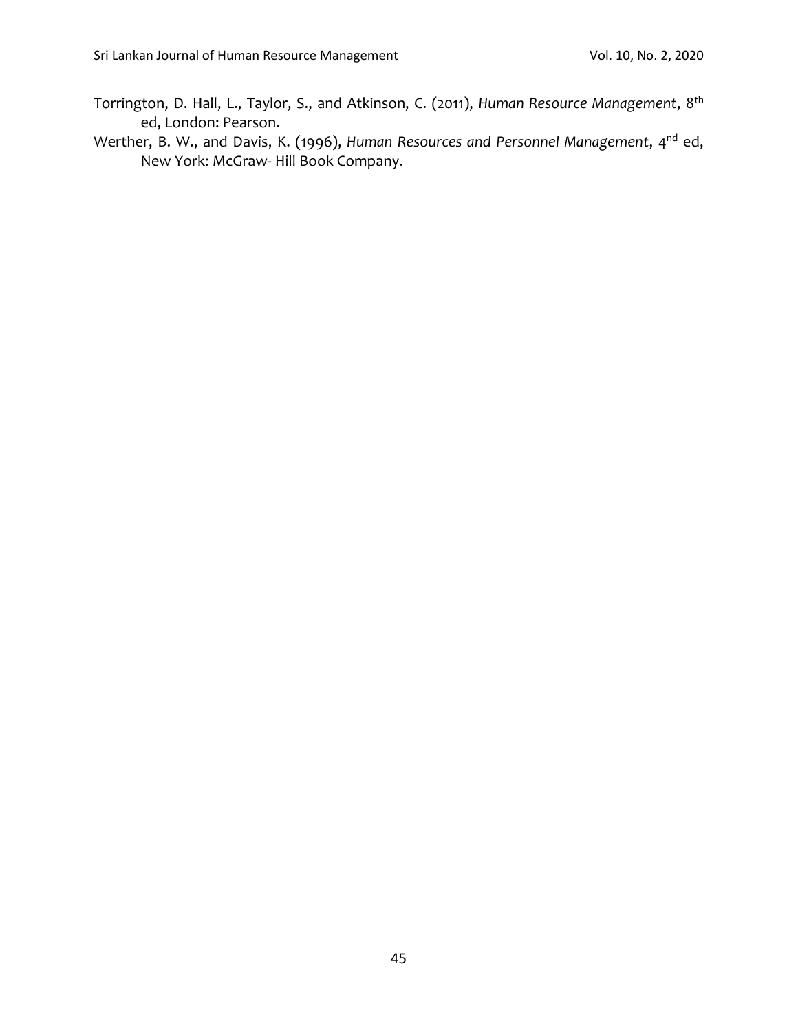Torrington, D. Hall, L., Taylor, S., and Atkinson, C. (2011), *Human Resource Management*, 8th ed, London: Pearson.

Werther, B. W., and Davis, K. (1996), *Human Resources and Personnel Management*, 4nd ed, New York: McGraw- Hill Book Company.